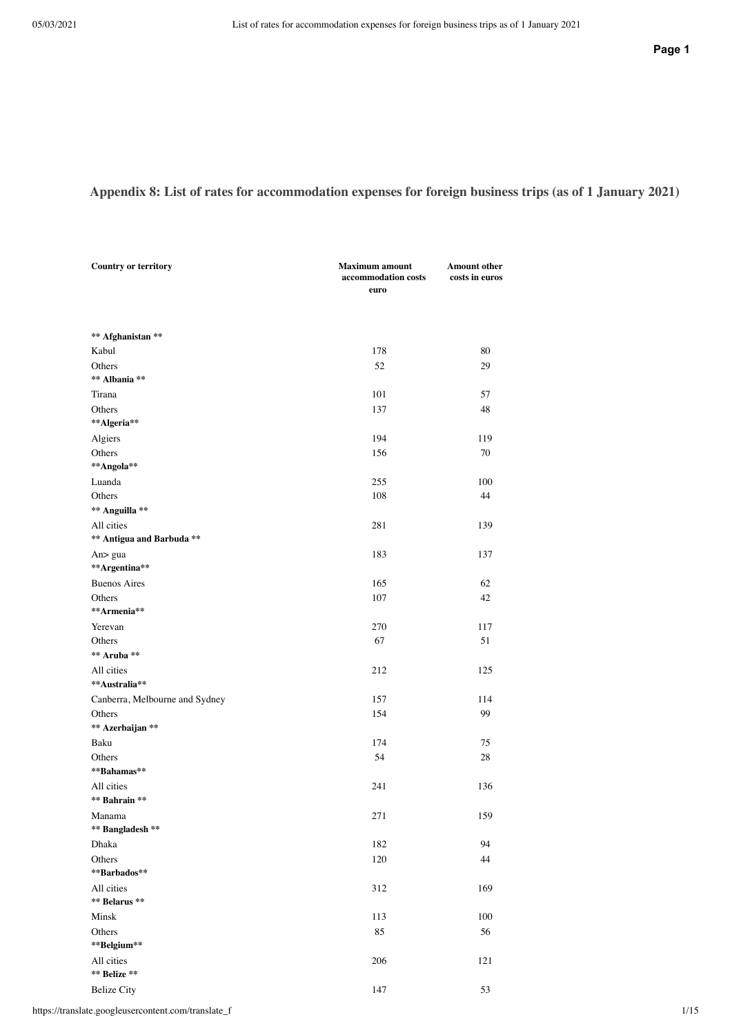## Appendix 8: List of rates for accommodation expenses for foreign business trips (as of 1 January 2021)

| Country or territory | Maximum amount accommodation costs euro | Amount other costs in euros |
|---|---|---|
| ** Afghanistan ** | | |
| Kabul | 178 | 80 |
| Others | 52 | 29 |
| ** Albania ** | | |
| Tirana | 101 | 57 |
| Others | 137 | 48 |
| **Algeria** | | |
| Algiers | 194 | 119 |
| Others | 156 | 70 |
| **Angola** | | |
| Luanda | 255 | 100 |
| Others | 108 | 44 |
| ** Anguilla ** | | |
| All cities | 281 | 139 |
| ** Antigua and Barbuda ** | | |
| An> gua | 183 | 137 |
| **Argentina** | | |
| Buenos Aires | 165 | 62 |
| Others | 107 | 42 |
| **Armenia** | | |
| Yerevan | 270 | 117 |
| Others | 67 | 51 |
| ** Aruba ** | | |
| All cities | 212 | 125 |
| **Australia** | | |
| Canberra, Melbourne and Sydney | 157 | 114 |
| Others | 154 | 99 |
| ** Azerbaijan ** | | |
| Baku | 174 | 75 |
| Others | 54 | 28 |
| **Bahamas** | | |
| All cities | 241 | 136 |
| ** Bahrain ** | | |
| Manama | 271 | 159 |
| ** Bangladesh ** | | |
| Dhaka | 182 | 94 |
| Others | 120 | 44 |
| **Barbados** | | |
| All cities | 312 | 169 |
| ** Belarus ** | | |
| Minsk | 113 | 100 |
| Others | 85 | 56 |
| **Belgium** | | |
| All cities | 206 | 121 |
| ** Belize ** | | |
| Belize City | 147 | 53 |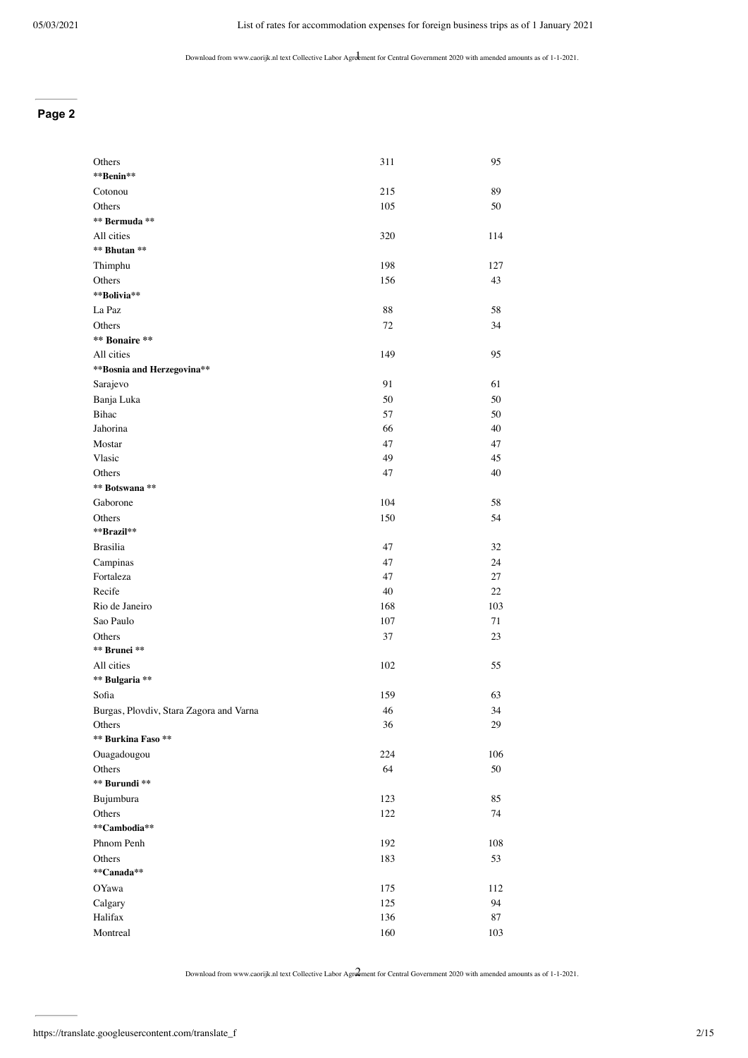| | | |
|---|---|---|
| Others | 311 | 95 |
| **Benin** | | |
| Cotonou | 215 | 89 |
| Others | 105 | 50 |
| **Bermuda** | | |
| All cities | 320 | 114 |
| **Bhutan** | | |
| Thimphu | 198 | 127 |
| Others | 156 | 43 |
| **Bolivia** | | |
| La Paz | 88 | 58 |
| Others | 72 | 34 |
| **Bonaire** | | |
| All cities | 149 | 95 |
| **Bosnia and Herzegovina** | | |
| Sarajevo | 91 | 61 |
| Banja Luka | 50 | 50 |
| Bihac | 57 | 50 |
| Jahorina | 66 | 40 |
| Mostar | 47 | 47 |
| Vlasic | 49 | 45 |
| Others | 47 | 40 |
| **Botswana** | | |
| Gaborone | 104 | 58 |
| Others | 150 | 54 |
| **Brazil** | | |
| Brasilia | 47 | 32 |
| Campinas | 47 | 24 |
| Fortaleza | 47 | 27 |
| Recife | 40 | 22 |
| Rio de Janeiro | 168 | 103 |
| Sao Paulo | 107 | 71 |
| Others | 37 | 23 |
| **Brunei** | | |
| All cities | 102 | 55 |
| **Bulgaria** | | |
| Sofia | 159 | 63 |
| Burgas, Plovdiv, Stara Zagora and Varna | 46 | 34 |
| Others | 36 | 29 |
| **Burkina Faso** | | |
| Ouagadougou | 224 | 106 |
| Others | 64 | 50 |
| **Burundi** | | |
| Bujumbura | 123 | 85 |
| Others | 122 | 74 |
| **Cambodia** | | |
| Phnom Penh | 192 | 108 |
| Others | 183 | 53 |
| **Canada** | | |
| OYawa | 175 | 112 |
| Calgary | 125 | 94 |
| Halifax | 136 | 87 |
| Montreal | 160 | 103 |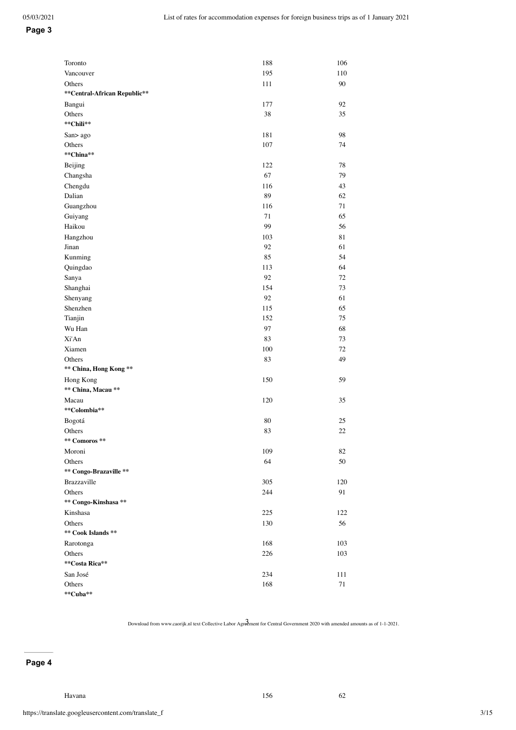| | | |
|---|---|---|
| Toronto | 188 | 106 |
| Vancouver | 195 | 110 |
| Others | 111 | 90 |
| **Central-African Republic** | | |
| Bangui | 177 | 92 |
| Others | 38 | 35 |
| **Chili** | | |
| San> ago | 181 | 98 |
| Others | 107 | 74 |
| **China** | | |
| Beijing | 122 | 78 |
| Changsha | 67 | 79 |
| Chengdu | 116 | 43 |
| Dalian | 89 | 62 |
| Guangzhou | 116 | 71 |
| Guiyang | 71 | 65 |
| Haikou | 99 | 56 |
| Hangzhou | 103 | 81 |
| Jinan | 92 | 61 |
| Kunming | 85 | 54 |
| Quingdao | 113 | 64 |
| Sanya | 92 | 72 |
| Shanghai | 154 | 73 |
| Shenyang | 92 | 61 |
| Shenzhen | 115 | 65 |
| Tianjin | 152 | 75 |
| Wu Han | 97 | 68 |
| Xi'An | 83 | 73 |
| Xiamen | 100 | 72 |
| Others | 83 | 49 |
| **China, Hong Kong** | | |
| Hong Kong | 150 | 59 |
| **China, Macau** | | |
| Macau | 120 | 35 |
| **Colombia** | | |
| Bogotá | 80 | 25 |
| Others | 83 | 22 |
| **Comoros** | | |
| Moroni | 109 | 82 |
| Others | 64 | 50 |
| **Congo-Brazaville** | | |
| Brazzaville | 305 | 120 |
| Others | 244 | 91 |
| **Congo-Kinshasa** | | |
| Kinshasa | 225 | 122 |
| Others | 130 | 56 |
| **Cook Islands** | | |
| Rarotonga | 168 | 103 |
| Others | 226 | 103 |
| **Costa Rica** | | |
| San José | 234 | 111 |
| Others | 168 | 71 |
| **Cuba** | | |
| Havana | 156 | 62 |

Download from www.caorijk.nl text Collective Labor Agreement for Central Government 2020 with amended amounts as of 1-1-2021.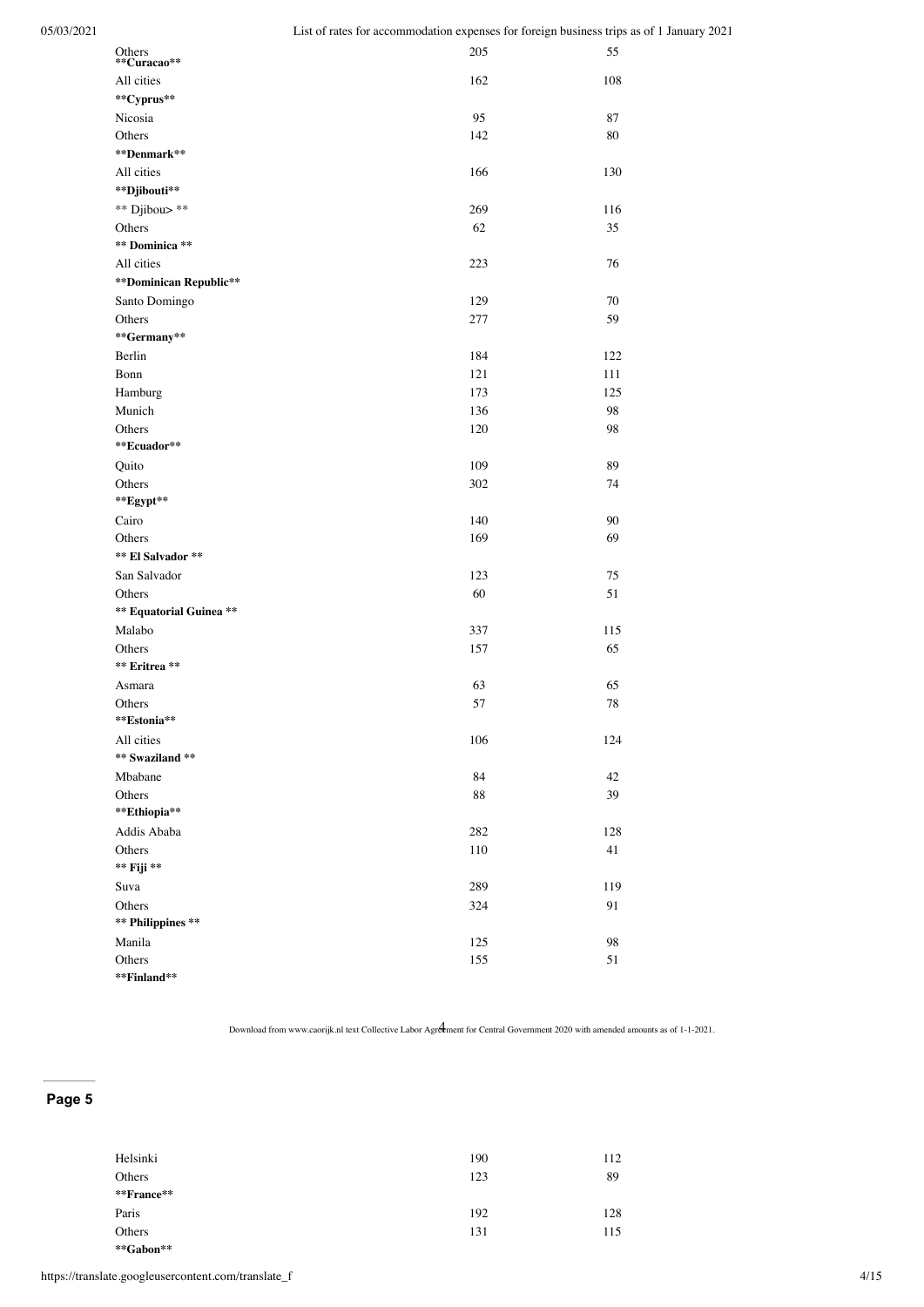| | | |
|---|---|---|
| Others | 205 | 55 |
| **Curacao** | | |
| All cities | 162 | 108 |
| **Cyprus** | | |
| Nicosia | 95 | 87 |
| Others | 142 | 80 |
| **Denmark** | | |
| All cities | 166 | 130 |
| **Djibouti** | | |
| ** Djibou> ** | 269 | 116 |
| Others | 62 | 35 |
| **Dominica** | | |
| All cities | 223 | 76 |
| **Dominican Republic** | | |
| Santo Domingo | 129 | 70 |
| Others | 277 | 59 |
| **Germany** | | |
| Berlin | 184 | 122 |
| Bonn | 121 | 111 |
| Hamburg | 173 | 125 |
| Munich | 136 | 98 |
| Others | 120 | 98 |
| **Ecuador** | | |
| Quito | 109 | 89 |
| Others | 302 | 74 |
| **Egypt** | | |
| Cairo | 140 | 90 |
| Others | 169 | 69 |
| **El Salvador** | | |
| San Salvador | 123 | 75 |
| Others | 60 | 51 |
| **Equatorial Guinea** | | |
| Malabo | 337 | 115 |
| Others | 157 | 65 |
| **Eritrea** | | |
| Asmara | 63 | 65 |
| Others | 57 | 78 |
| **Estonia** | | |
| All cities | 106 | 124 |
| **Swaziland** | | |
| Mbabane | 84 | 42 |
| Others | 88 | 39 |
| **Ethiopia** | | |
| Addis Ababa | 282 | 128 |
| Others | 110 | 41 |
| **Fiji** | | |
| Suva | 289 | 119 |
| Others | 324 | 91 |
| **Philippines** | | |
| Manila | 125 | 98 |
| Others | 155 | 51 |
| **Finland** | | |
| Helsinki | 190 | 112 |
| Others | 123 | 89 |
| **France** | | |
| Paris | 192 | 128 |
| Others | 131 | 115 |
| **Gabon** | | |

Download from www.caorijk.nl text Collective Labor Agreement for Central Government 2020 with amended amounts as of 1-1-2021.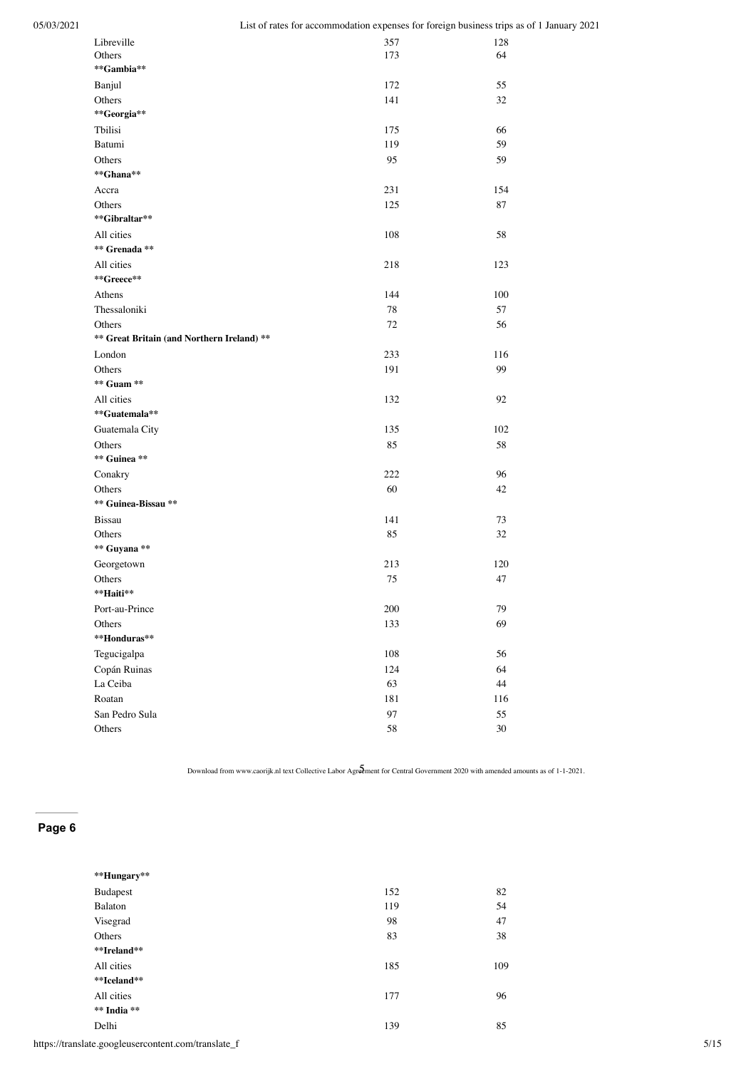| | | |
|---|---|---|
| Libreville | 357 | 128 |
| Others | 173 | 64 |
| **Gambia** | | |
| Banjul | 172 | 55 |
| Others | 141 | 32 |
| **Georgia** | | |
| Tbilisi | 175 | 66 |
| Batumi | 119 | 59 |
| Others | 95 | 59 |
| **Ghana** | | |
| Accra | 231 | 154 |
| Others | 125 | 87 |
| **Gibraltar** | | |
| All cities | 108 | 58 |
| **Grenada** | | |
| All cities | 218 | 123 |
| **Greece** | | |
| Athens | 144 | 100 |
| Thessaloniki | 78 | 57 |
| Others | 72 | 56 |
| **Great Britain (and Northern Ireland)** | | |
| London | 233 | 116 |
| Others | 191 | 99 |
| **Guam** | | |
| All cities | 132 | 92 |
| **Guatemala** | | |
| Guatemala City | 135 | 102 |
| Others | 85 | 58 |
| **Guinea** | | |
| Conakry | 222 | 96 |
| Others | 60 | 42 |
| **Guinea-Bissau** | | |
| Bissau | 141 | 73 |
| Others | 85 | 32 |
| **Guyana** | | |
| Georgetown | 213 | 120 |
| Others | 75 | 47 |
| **Haiti** | | |
| Port-au-Prince | 200 | 79 |
| Others | 133 | 69 |
| **Honduras** | | |
| Tegucigalpa | 108 | 56 |
| Copán Ruinas | 124 | 64 |
| La Ceiba | 63 | 44 |
| Roatan | 181 | 116 |
| San Pedro Sula | 97 | 55 |
| Others | 58 | 30 |
| **Hungary** | | |
| Budapest | 152 | 82 |
| Balaton | 119 | 54 |
| Visegrad | 98 | 47 |
| Others | 83 | 38 |
| **Ireland** | | |
| All cities | 185 | 109 |
| **Iceland** | | |
| All cities | 177 | 96 |
| **India** | | |
| Delhi | 139 | 85 |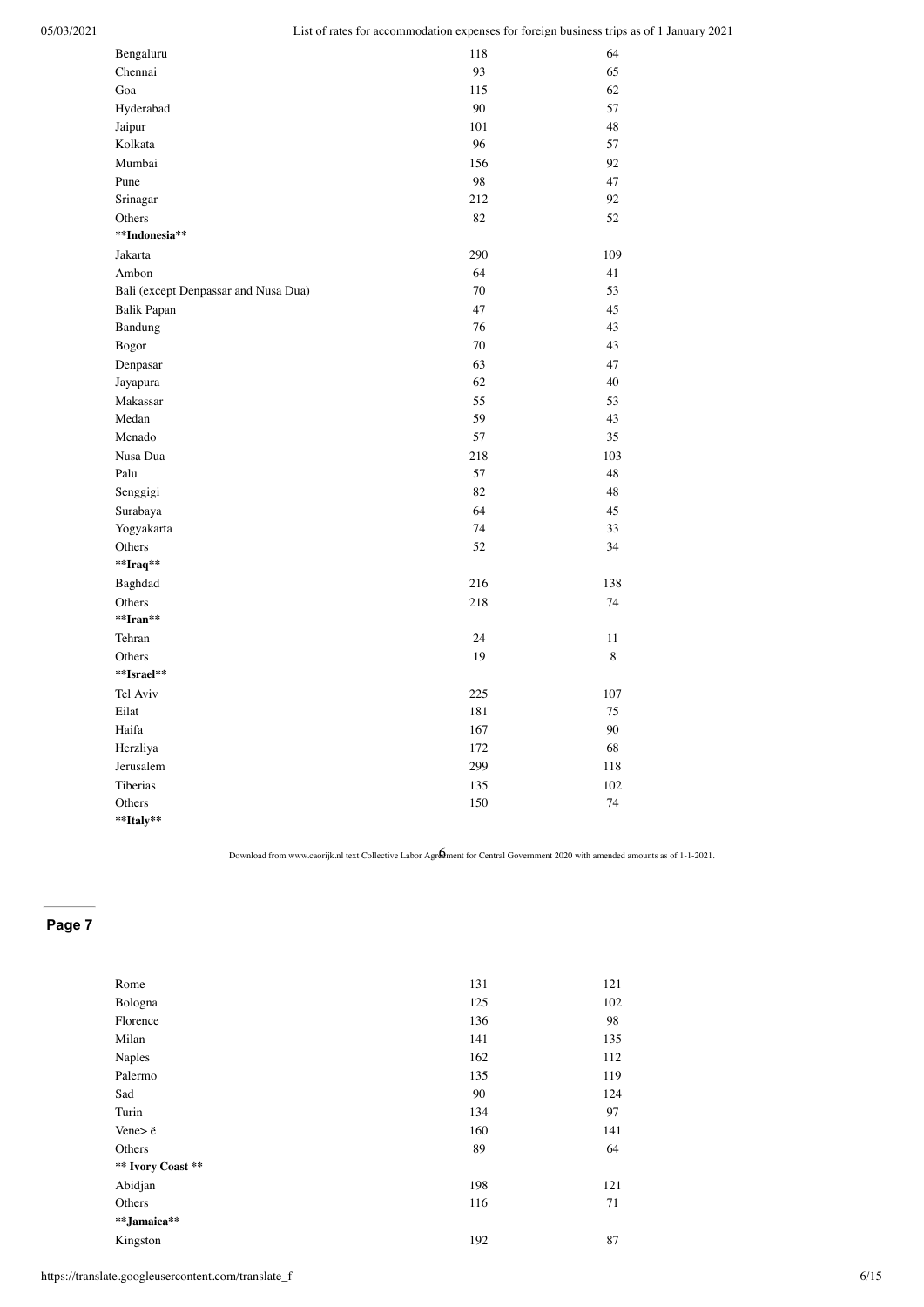| | | |
|---|---|---|
| Bengaluru | 118 | 64 |
| Chennai | 93 | 65 |
| Goa | 115 | 62 |
| Hyderabad | 90 | 57 |
| Jaipur | 101 | 48 |
| Kolkata | 96 | 57 |
| Mumbai | 156 | 92 |
| Pune | 98 | 47 |
| Srinagar | 212 | 92 |
| Others | 82 | 52 |
| **Indonesia** | | |
| Jakarta | 290 | 109 |
| Ambon | 64 | 41 |
| Bali (except Denpassar and Nusa Dua) | 70 | 53 |
| Balik Papan | 47 | 45 |
| Bandung | 76 | 43 |
| Bogor | 70 | 43 |
| Denpasar | 63 | 47 |
| Jayapura | 62 | 40 |
| Makassar | 55 | 53 |
| Medan | 59 | 43 |
| Menado | 57 | 35 |
| Nusa Dua | 218 | 103 |
| Palu | 57 | 48 |
| Senggigi | 82 | 48 |
| Surabaya | 64 | 45 |
| Yogyakarta | 74 | 33 |
| Others | 52 | 34 |
| **Iraq** | | |
| Baghdad | 216 | 138 |
| Others | 218 | 74 |
| **Iran** | | |
| Tehran | 24 | 11 |
| Others | 19 | 8 |
| **Israel** | | |
| Tel Aviv | 225 | 107 |
| Eilat | 181 | 75 |
| Haifa | 167 | 90 |
| Herzliya | 172 | 68 |
| Jerusalem | 299 | 118 |
| Tiberias | 135 | 102 |
| Others | 150 | 74 |
| **Italy** | | |
| Rome | 131 | 121 |
| Bologna | 125 | 102 |
| Florence | 136 | 98 |
| Milan | 141 | 135 |
| Naples | 162 | 112 |
| Palermo | 135 | 119 |
| Sad | 90 | 124 |
| Turin | 134 | 97 |
| Vene> ë | 160 | 141 |
| Others | 89 | 64 |
| **Ivory Coast** | | |
| Abidjan | 198 | 121 |
| Others | 116 | 71 |
| **Jamaica** | | |
| Kingston | 192 | 87 |

Download from www.caorijk.nl text Collective Labor Agreement for Central Government 2020 with amended amounts as of 1-1-2021.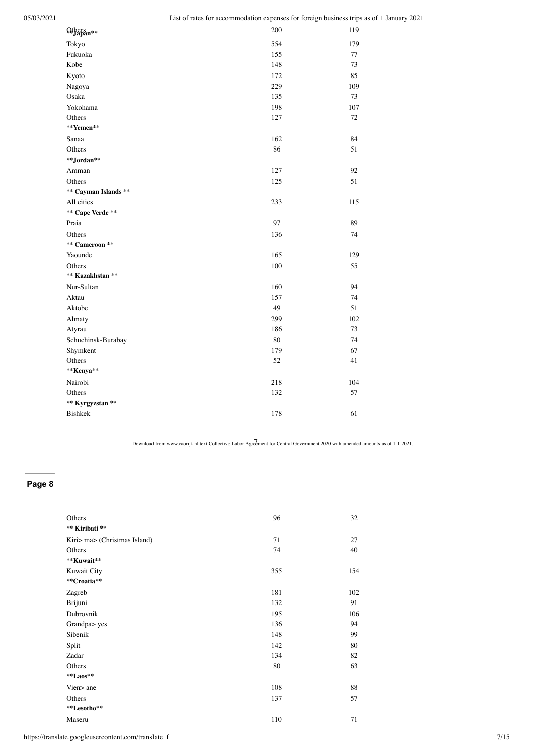| | | |
|---|---|---|
| Others | 200 | 119 |
| **Japan** | | |
| Tokyo | 554 | 179 |
| Fukuoka | 155 | 77 |
| Kobe | 148 | 73 |
| Kyoto | 172 | 85 |
| Nagoya | 229 | 109 |
| Osaka | 135 | 73 |
| Yokohama | 198 | 107 |
| Others | 127 | 72 |
| **Yemen** | | |
| Sanaa | 162 | 84 |
| Others | 86 | 51 |
| **Jordan** | | |
| Amman | 127 | 92 |
| Others | 125 | 51 |
| **Cayman Islands** | | |
| All cities | 233 | 115 |
| **Cape Verde** | | |
| Praia | 97 | 89 |
| Others | 136 | 74 |
| **Cameroon** | | |
| Yaounde | 165 | 129 |
| Others | 100 | 55 |
| **Kazakhstan** | | |
| Nur-Sultan | 160 | 94 |
| Aktau | 157 | 74 |
| Aktobe | 49 | 51 |
| Almaty | 299 | 102 |
| Atyrau | 186 | 73 |
| Schuchinsk-Burabay | 80 | 74 |
| Shymkent | 179 | 67 |
| Others | 52 | 41 |
| **Kenya** | | |
| Nairobi | 218 | 104 |
| Others | 132 | 57 |
| **Kyrgyzstan** | | |
| Bishkek | 178 | 61 |
| Others | 96 | 32 |
| **Kiribati** | | |
| Kiri> ma> (Christmas Island) | 71 | 27 |
| Others | 74 | 40 |
| **Kuwait** | | |
| Kuwait City | 355 | 154 |
| **Croatia** | | |
| Zagreb | 181 | 102 |
| Brijuni | 132 | 91 |
| Dubrovnik | 195 | 106 |
| Grandpa> yes | 136 | 94 |
| Sibenik | 148 | 99 |
| Split | 142 | 80 |
| Zadar | 134 | 82 |
| Others | 80 | 63 |
| **Laos** | | |
| Vien> ane | 108 | 88 |
| Others | 137 | 57 |
| **Lesotho** | | |
| Maseru | 110 | 71 |

Download from www.caorijk.nl text Collective Labor Agreement for Central Government 2020 with amended amounts as of 1-1-2021.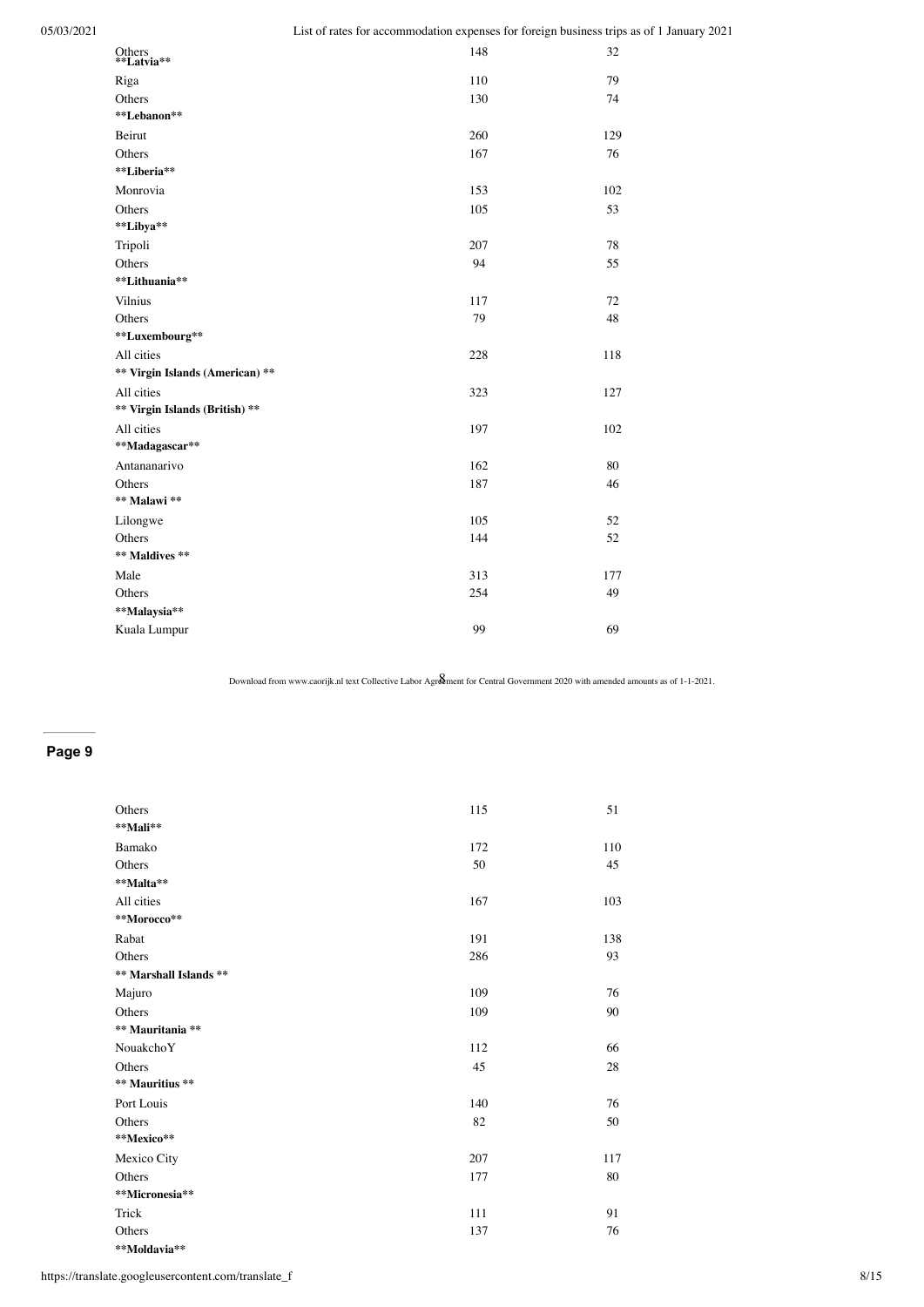| | | |
|---|---|---|
| Others | 148 | 32 |
| **Latvia** | | |
| Riga | 110 | 79 |
| Others | 130 | 74 |
| **Lebanon** | | |
| Beirut | 260 | 129 |
| Others | 167 | 76 |
| **Liberia** | | |
| Monrovia | 153 | 102 |
| Others | 105 | 53 |
| **Libya** | | |
| Tripoli | 207 | 78 |
| Others | 94 | 55 |
| **Lithuania** | | |
| Vilnius | 117 | 72 |
| Others | 79 | 48 |
| **Luxembourg** | | |
| All cities | 228 | 118 |
| **Virgin Islands (American)** | | |
| All cities | 323 | 127 |
| **Virgin Islands (British)** | | |
| All cities | 197 | 102 |
| **Madagascar** | | |
| Antananarivo | 162 | 80 |
| Others | 187 | 46 |
| **Malawi** | | |
| Lilongwe | 105 | 52 |
| Others | 144 | 52 |
| **Maldives** | | |
| Male | 313 | 177 |
| Others | 254 | 49 |
| **Malaysia** | | |
| Kuala Lumpur | 99 | 69 |

Download from www.caorijk.nl text Collective Labor Agreement for Central Government 2020 with amended amounts as of 1-1-2021.

**Page 9**

| | | |
|---|---|---|
| Others | 115 | 51 |
| **Mali** | | |
| Bamako | 172 | 110 |
| Others | 50 | 45 |
| **Malta** | | |
| All cities | 167 | 103 |
| **Morocco** | | |
| Rabat | 191 | 138 |
| Others | 286 | 93 |
| **Marshall Islands** | | |
| Majuro | 109 | 76 |
| Others | 109 | 90 |
| **Mauritania** | | |
| NouakchoY | 112 | 66 |
| Others | 45 | 28 |
| **Mauritius** | | |
| Port Louis | 140 | 76 |
| Others | 82 | 50 |
| **Mexico** | | |
| Mexico City | 207 | 117 |
| Others | 177 | 80 |
| **Micronesia** | | |
| Trick | 111 | 91 |
| Others | 137 | 76 |
| **Moldavia** | | |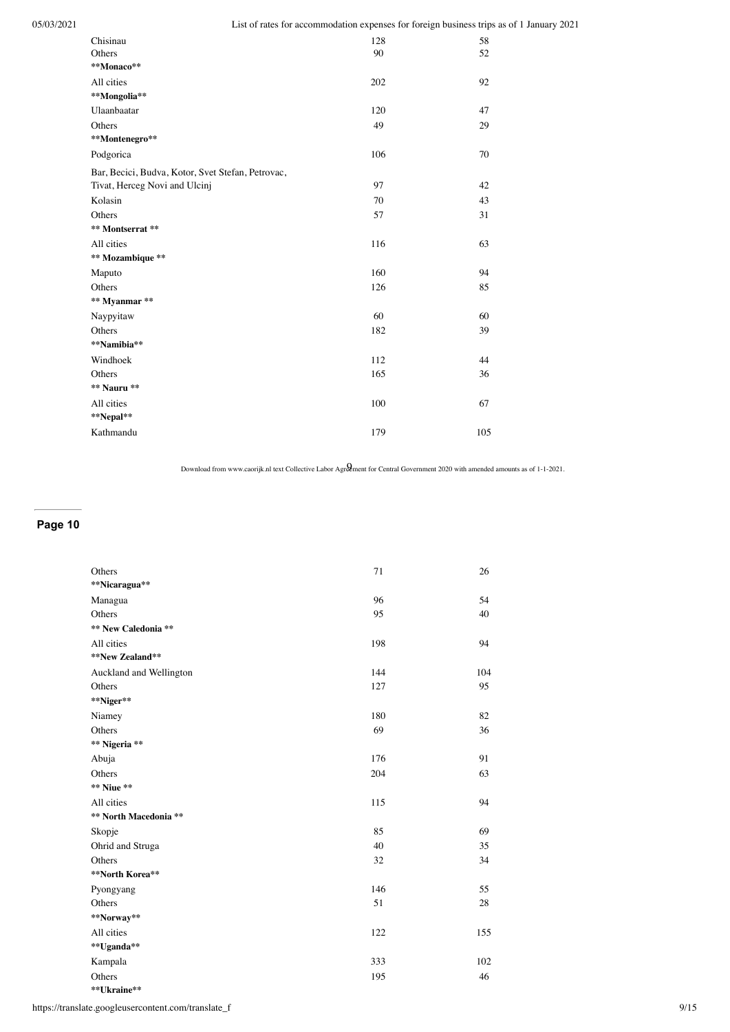| | | |
|---|---|---|
| Chisinau | 128 | 58 |
| Others | 90 | 52 |
| **Monaco** | | |
| All cities | 202 | 92 |
| **Mongolia** | | |
| Ulaanbaatar | 120 | 47 |
| Others | 49 | 29 |
| **Montenegro** | | |
| Podgorica | 106 | 70 |
| Bar, Becici, Budva, Kotor, Svet Stefan, Petrovac, Tivat, Herceg Novi and Ulcinj | 97 | 42 |
| Kolasin | 70 | 43 |
| Others | 57 | 31 |
| **Montserrat** | | |
| All cities | 116 | 63 |
| **Mozambique** | | |
| Maputo | 160 | 94 |
| Others | 126 | 85 |
| **Myanmar** | | |
| Naypyitaw | 60 | 60 |
| Others | 182 | 39 |
| **Namibia** | | |
| Windhoek | 112 | 44 |
| Others | 165 | 36 |
| **Nauru** | | |
| All cities | 100 | 67 |
| **Nepal** | | |
| Kathmandu | 179 | 105 |
| Others | 71 | 26 |
| **Nicaragua** | | |
| Managua | 96 | 54 |
| Others | 95 | 40 |
| **New Caledonia** | | |
| All cities | 198 | 94 |
| **New Zealand** | | |
| Auckland and Wellington | 144 | 104 |
| Others | 127 | 95 |
| **Niger** | | |
| Niamey | 180 | 82 |
| Others | 69 | 36 |
| **Nigeria** | | |
| Abuja | 176 | 91 |
| Others | 204 | 63 |
| **Niue** | | |
| All cities | 115 | 94 |
| **North Macedonia** | | |
| Skopje | 85 | 69 |
| Ohrid and Struga | 40 | 35 |
| Others | 32 | 34 |
| **North Korea** | | |
| Pyongyang | 146 | 55 |
| Others | 51 | 28 |
| **Norway** | | |
| All cities | 122 | 155 |
| **Uganda** | | |
| Kampala | 333 | 102 |
| Others | 195 | 46 |
| **Ukraine** | | |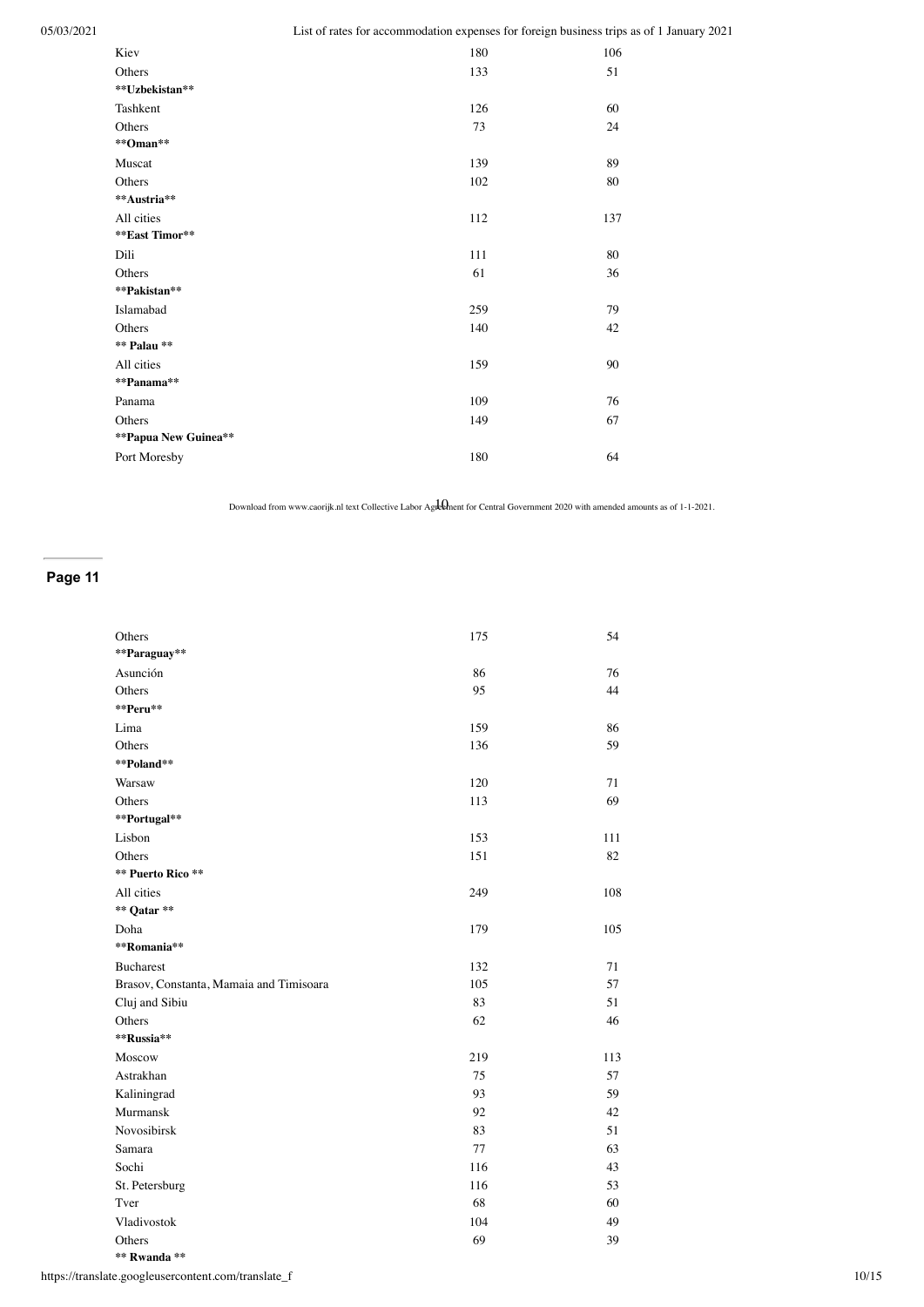| | | |
|---|---|---|
| Kiev | 180 | 106 |
| Others | 133 | 51 |
| **Uzbekistan** | | |
| Tashkent | 126 | 60 |
| Others | 73 | 24 |
| **Oman** | | |
| Muscat | 139 | 89 |
| Others | 102 | 80 |
| **Austria** | | |
| All cities | 112 | 137 |
| **East Timor** | | |
| Dili | 111 | 80 |
| Others | 61 | 36 |
| **Pakistan** | | |
| Islamabad | 259 | 79 |
| Others | 140 | 42 |
| ** Palau ** | | |
| All cities | 159 | 90 |
| **Panama** | | |
| Panama | 109 | 76 |
| Others | 149 | 67 |
| **Papua New Guinea** | | |
| Port Moresby | 180 | 64 |
| Others | 175 | 54 |
| **Paraguay** | | |
| Asunción | 86 | 76 |
| Others | 95 | 44 |
| **Peru** | | |
| Lima | 159 | 86 |
| Others | 136 | 59 |
| **Poland** | | |
| Warsaw | 120 | 71 |
| Others | 113 | 69 |
| **Portugal** | | |
| Lisbon | 153 | 111 |
| Others | 151 | 82 |
| ** Puerto Rico ** | | |
| All cities | 249 | 108 |
| ** Qatar ** | | |
| Doha | 179 | 105 |
| **Romania** | | |
| Bucharest | 132 | 71 |
| Brasov, Constanta, Mamaia and Timisoara | 105 | 57 |
| Cluj and Sibiu | 83 | 51 |
| Others | 62 | 46 |
| **Russia** | | |
| Moscow | 219 | 113 |
| Astrakhan | 75 | 57 |
| Kaliningrad | 93 | 59 |
| Murmansk | 92 | 42 |
| Novosibirsk | 83 | 51 |
| Samara | 77 | 63 |
| Sochi | 116 | 43 |
| St. Petersburg | 116 | 53 |
| Tver | 68 | 60 |
| Vladivostok | 104 | 49 |
| Others | 69 | 39 |
| ** Rwanda ** | | |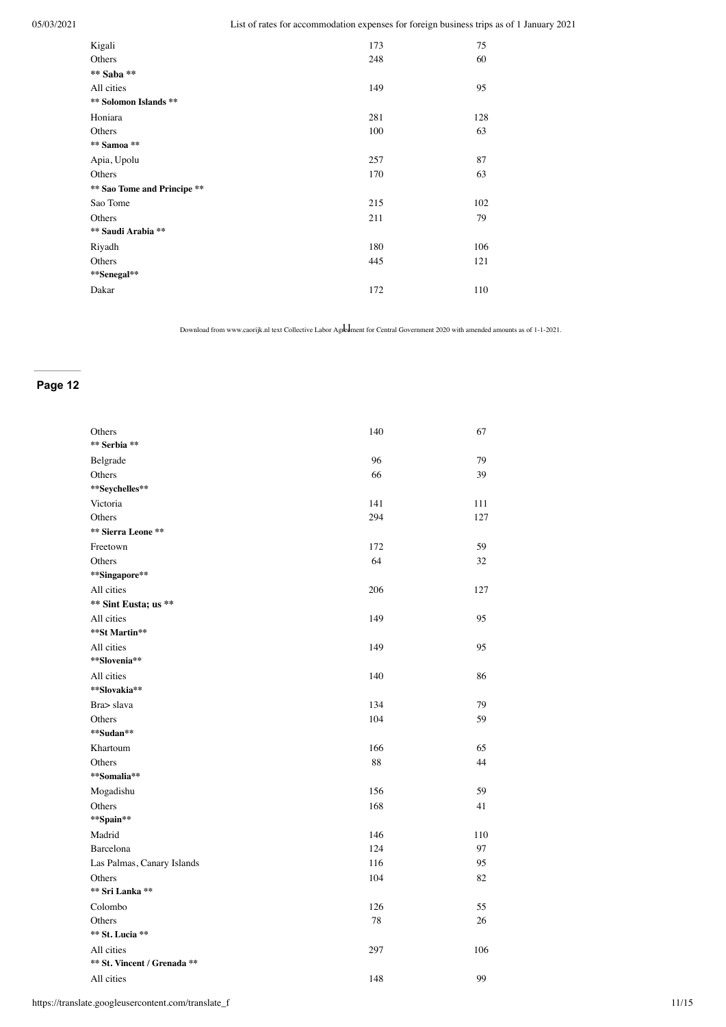| | | |
|---|---|---|
| Kigali | 173 | 75 |
| Others | 248 | 60 |
| **Saba** | | |
| All cities | 149 | 95 |
| **Solomon Islands** | | |
| Honiara | 281 | 128 |
| Others | 100 | 63 |
| **Samoa** | | |
| Apia, Upolu | 257 | 87 |
| Others | 170 | 63 |
| **Sao Tome and Principe** | | |
| Sao Tome | 215 | 102 |
| Others | 211 | 79 |
| **Saudi Arabia** | | |
| Riyadh | 180 | 106 |
| Others | 445 | 121 |
| **Senegal** | | |
| Dakar | 172 | 110 |

Download from www.caorijk.nl text Collective Labor Agreement for Central Government 2020 with amended amounts as of 1-1-2021.

| | | |
|---|---|---|
| Others | 140 | 67 |
| **Serbia** | | |
| Belgrade | 96 | 79 |
| Others | 66 | 39 |
| **Seychelles** | | |
| Victoria | 141 | 111 |
| Others | 294 | 127 |
| **Sierra Leone** | | |
| Freetown | 172 | 59 |
| Others | 64 | 32 |
| **Singapore** | | |
| All cities | 206 | 127 |
| **Sint Eusta; us** | | |
| All cities | 149 | 95 |
| **St Martin** | | |
| All cities | 149 | 95 |
| **Slovenia** | | |
| All cities | 140 | 86 |
| **Slovakia** | | |
| Bra> slava | 134 | 79 |
| Others | 104 | 59 |
| **Sudan** | | |
| Khartoum | 166 | 65 |
| Others | 88 | 44 |
| **Somalia** | | |
| Mogadishu | 156 | 59 |
| Others | 168 | 41 |
| **Spain** | | |
| Madrid | 146 | 110 |
| Barcelona | 124 | 97 |
| Las Palmas, Canary Islands | 116 | 95 |
| Others | 104 | 82 |
| **Sri Lanka** | | |
| Colombo | 126 | 55 |
| Others | 78 | 26 |
| **St. Lucia** | | |
| All cities | 297 | 106 |
| **St. Vincent / Grenada** | | |
| All cities | 148 | 99 |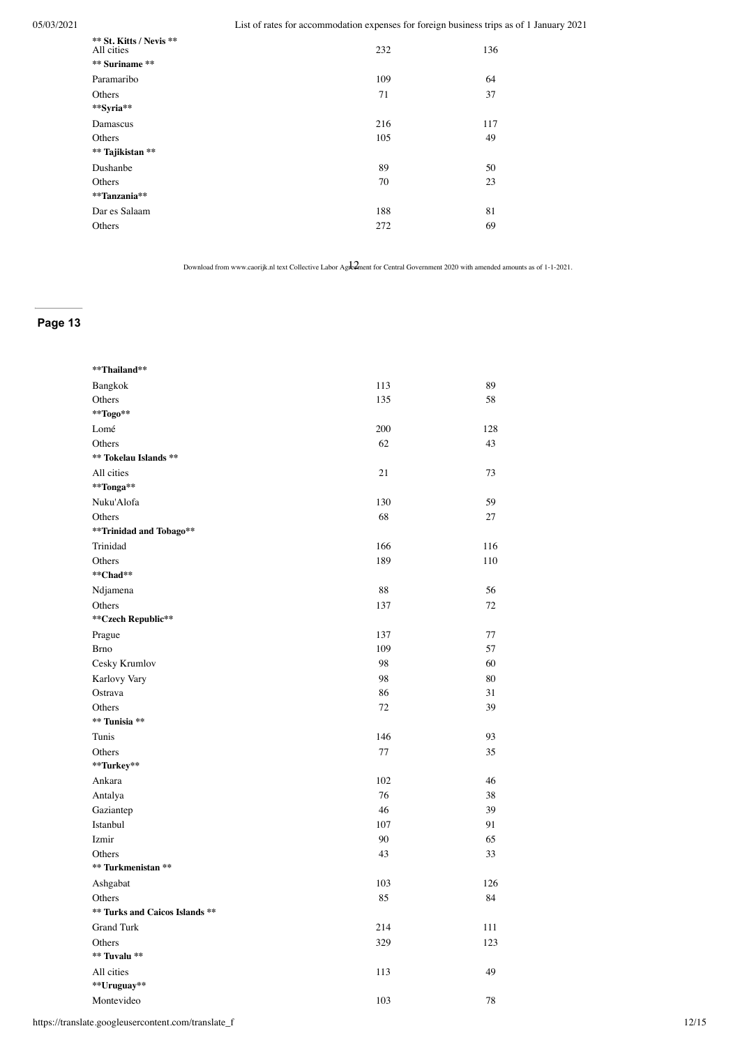| | | |
|---|---|---|
| **St. Kitts / Nevis** | | |
| All cities | 232 | 136 |
| **Suriname** | | |
| Paramaribo | 109 | 64 |
| Others | 71 | 37 |
| **Syria** | | |
| Damascus | 216 | 117 |
| Others | 105 | 49 |
| **Tajikistan** | | |
| Dushanbe | 89 | 50 |
| Others | 70 | 23 |
| **Tanzania** | | |
| Dar es Salaam | 188 | 81 |
| Others | 272 | 69 |

Download from www.caorijk.nl text Collective Labor Agreement for Central Government 2020 with amended amounts as of 1-1-2021.

**Page 13**

| | | |
|---|---|---|
| **Thailand** | | |
| Bangkok | 113 | 89 |
| Others | 135 | 58 |
| **Togo** | | |
| Lomé | 200 | 128 |
| Others | 62 | 43 |
| **Tokelau Islands** | | |
| All cities | 21 | 73 |
| **Tonga** | | |
| Nuku'Alofa | 130 | 59 |
| Others | 68 | 27 |
| **Trinidad and Tobago** | | |
| Trinidad | 166 | 116 |
| Others | 189 | 110 |
| **Chad** | | |
| Ndjamena | 88 | 56 |
| Others | 137 | 72 |
| **Czech Republic** | | |
| Prague | 137 | 77 |
| Brno | 109 | 57 |
| Cesky Krumlov | 98 | 60 |
| Karlovy Vary | 98 | 80 |
| Ostrava | 86 | 31 |
| Others | 72 | 39 |
| **Tunisia** | | |
| Tunis | 146 | 93 |
| Others | 77 | 35 |
| **Turkey** | | |
| Ankara | 102 | 46 |
| Antalya | 76 | 38 |
| Gaziantep | 46 | 39 |
| Istanbul | 107 | 91 |
| Izmir | 90 | 65 |
| Others | 43 | 33 |
| **Turkmenistan** | | |
| Ashgabat | 103 | 126 |
| Others | 85 | 84 |
| **Turks and Caicos Islands** | | |
| Grand Turk | 214 | 111 |
| Others | 329 | 123 |
| **Tuvalu** | | |
| All cities | 113 | 49 |
| **Uruguay** | | |
| Montevideo | 103 | 78 |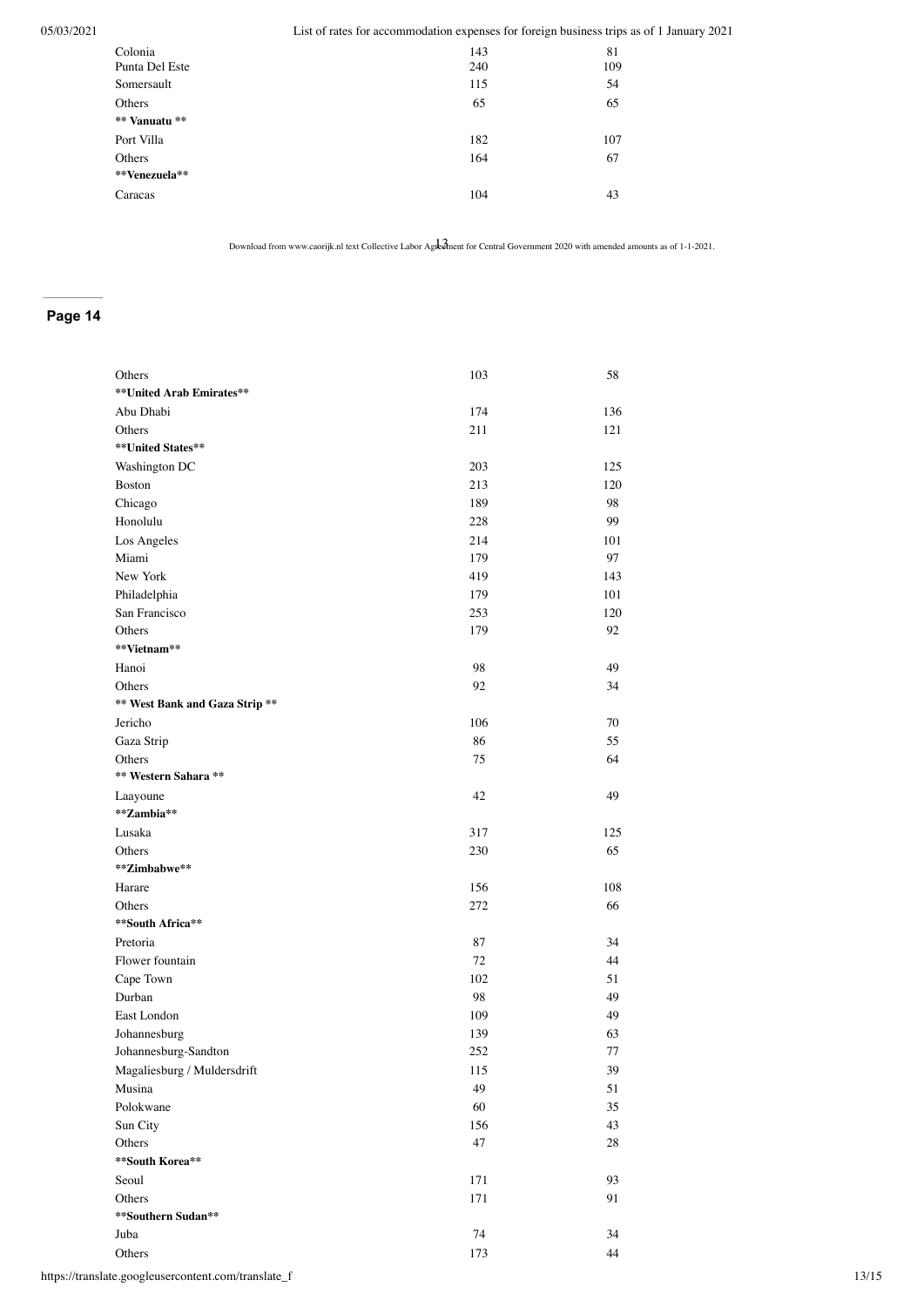| | | |
|---|---|---|
| Colonia | 143 | 81 |
| Punta Del Este | 240 | 109 |
| Somersault | 115 | 54 |
| Others | 65 | 65 |
| **Vanuatu** | | |
| Port Villa | 182 | 107 |
| Others | 164 | 67 |
| **Venezuela** | | |
| Caracas | 104 | 43 |

Download from www.caorijk.nl text Collective Labor Agreement for Central Government 2020 with amended amounts as of 1-1-2021.

**Page 14**

| | | |
|---|---|---|
| Others | 103 | 58 |
| **United Arab Emirates** | | |
| Abu Dhabi | 174 | 136 |
| Others | 211 | 121 |
| **United States** | | |
| Washington DC | 203 | 125 |
| Boston | 213 | 120 |
| Chicago | 189 | 98 |
| Honolulu | 228 | 99 |
| Los Angeles | 214 | 101 |
| Miami | 179 | 97 |
| New York | 419 | 143 |
| Philadelphia | 179 | 101 |
| San Francisco | 253 | 120 |
| Others | 179 | 92 |
| **Vietnam** | | |
| Hanoi | 98 | 49 |
| Others | 92 | 34 |
| **West Bank and Gaza Strip** | | |
| Jericho | 106 | 70 |
| Gaza Strip | 86 | 55 |
| Others | 75 | 64 |
| **Western Sahara** | | |
| Laayoune | 42 | 49 |
| **Zambia** | | |
| Lusaka | 317 | 125 |
| Others | 230 | 65 |
| **Zimbabwe** | | |
| Harare | 156 | 108 |
| Others | 272 | 66 |
| **South Africa** | | |
| Pretoria | 87 | 34 |
| Flower fountain | 72 | 44 |
| Cape Town | 102 | 51 |
| Durban | 98 | 49 |
| East London | 109 | 49 |
| Johannesburg | 139 | 63 |
| Johannesburg-Sandton | 252 | 77 |
| Magaliesburg / Muldersdrift | 115 | 39 |
| Musina | 49 | 51 |
| Polokwane | 60 | 35 |
| Sun City | 156 | 43 |
| Others | 47 | 28 |
| **South Korea** | | |
| Seoul | 171 | 93 |
| Others | 171 | 91 |
| **Southern Sudan** | | |
| Juba | 74 | 34 |
| Others | 173 | 44 |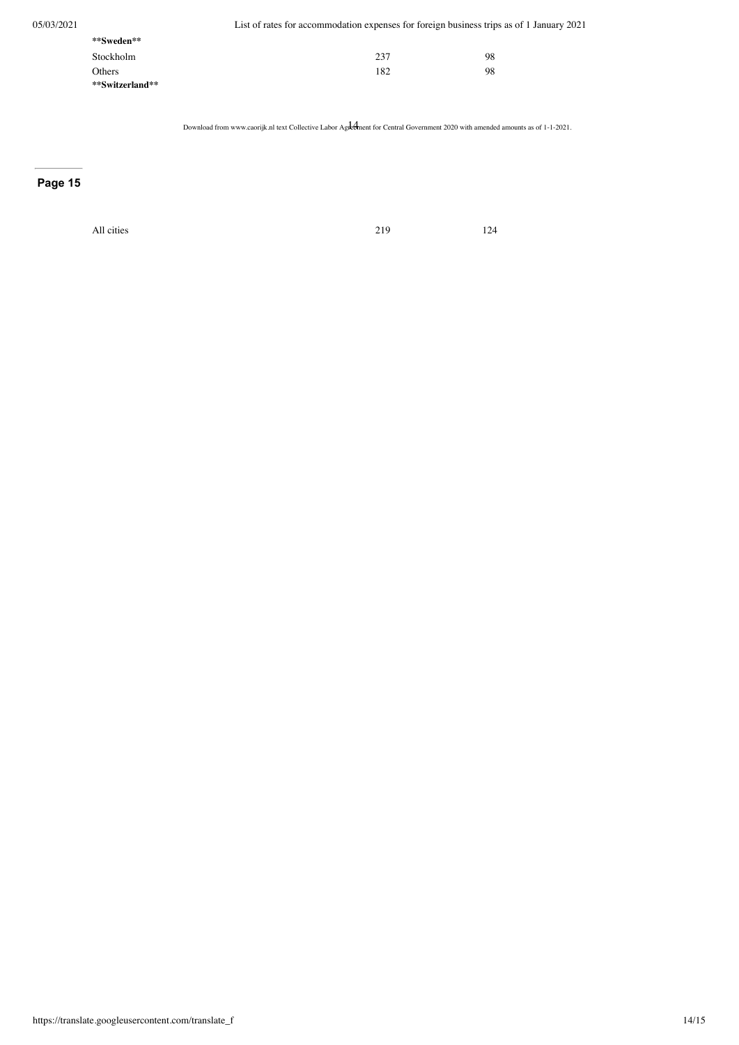| | | |
|---|---|---|
| **Sweden** | | |
| Stockholm | 237 | 98 |
| Others | 182 | 98 |
| **Switzerland** | | |
| All cities | 219 | 124 |

Download from www.caorijk.nl text Collective Labor Agreement for Central Government 2020 with amended amounts as of 1-1-2021.